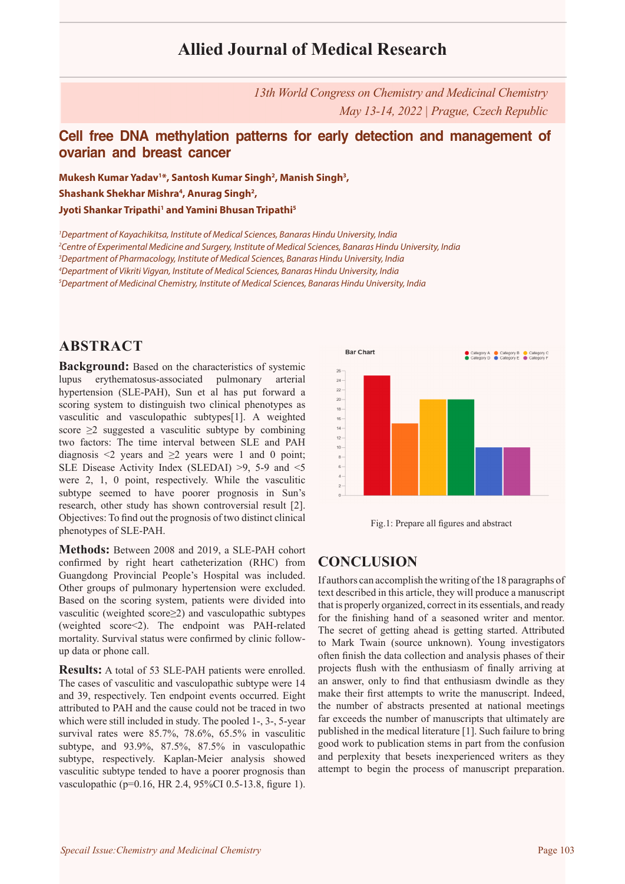# Allied Journal of Medical Research

*13th World Congress on Chemistry and Medicinal Chemistry*
*May 13-14, 2022 | Prague, Czech Republic*

## Cell free DNA methylation patterns for early detection and management of ovarian and breast cancer

**Mukesh Kumar Yadav[1]\*, Santosh Kumar Singh[2], Manish Singh[3], Shashank Shekhar Mishra[4], Anurag Singh[2], Jyoti Shankar Tripathi[1] and Yamini Bhusan Tripathi[5]**

[1]*Department of Kayachikitsa, Institute of Medical Sciences, Banaras Hindu University, India*
[2]*Centre of Experimental Medicine and Surgery, Institute of Medical Sciences, Banaras Hindu University, India*
[3]*Department of Pharmacology, Institute of Medical Sciences, Banaras Hindu University, India*
[4]*Department of Vikriti Vigyan, Institute of Medical Sciences, Banaras Hindu University, India*
[5]*Department of Medicinal Chemistry, Institute of Medical Sciences, Banaras Hindu University, India*

## ABSTRACT

**Background:** Based on the characteristics of systemic lupus erythematosus-associated pulmonary arterial hypertension (SLE-PAH), Sun et al has put forward a scoring system to distinguish two clinical phenotypes as vasculitic and vasculopathic subtypes[1]. A weighted score ≥2 suggested a vasculitic subtype by combining two factors: The time interval between SLE and PAH diagnosis <2 years and ≥2 years were 1 and 0 point; SLE Disease Activity Index (SLEDAI) >9, 5-9 and <5 were 2, 1, 0 point, respectively. While the vasculitic subtype seemed to have poorer prognosis in Sun's research, other study has shown controversial result [2]. Objectives: To find out the prognosis of two distinct clinical phenotypes of SLE-PAH.

**Methods:** Between 2008 and 2019, a SLE-PAH cohort confirmed by right heart catheterization (RHC) from Guangdong Provincial People's Hospital was included. Other groups of pulmonary hypertension were excluded. Based on the scoring system, patients were divided into vasculitic (weighted score≥2) and vasculopathic subtypes (weighted score<2). The endpoint was PAH-related mortality. Survival status were confirmed by clinic follow-up data or phone call.

**Results:** A total of 53 SLE-PAH patients were enrolled. The cases of vasculitic and vasculopathic subtype were 14 and 39, respectively. Ten endpoint events occurred. Eight attributed to PAH and the cause could not be traced in two which were still included in study. The pooled 1-, 3-, 5-year survival rates were 85.7%, 78.6%, 65.5% in vasculitic subtype, and 93.9%, 87.5%, 87.5% in vasculopathic subtype, respectively. Kaplan-Meier analysis showed vasculitic subtype tended to have a poorer prognosis than vasculopathic (p=0.16, HR 2.4, 95%CI 0.5-13.8, figure 1).

Fig.1: Prepare all figures and abstract

## CONCLUSION

If authors can accomplish the writing of the 18 paragraphs of text described in this article, they will produce a manuscript that is properly organized, correct in its essentials, and ready for the finishing hand of a seasoned writer and mentor. The secret of getting ahead is getting started. Attributed to Mark Twain (source unknown). Young investigators often finish the data collection and analysis phases of their projects flush with the enthusiasm of finally arriving at an answer, only to find that enthusiasm dwindle as they make their first attempts to write the manuscript. Indeed, the number of abstracts presented at national meetings far exceeds the number of manuscripts that ultimately are published in the medical literature [1]. Such failure to bring good work to publication stems in part from the confusion and perplexity that besets inexperienced writers as they attempt to begin the process of manuscript preparation.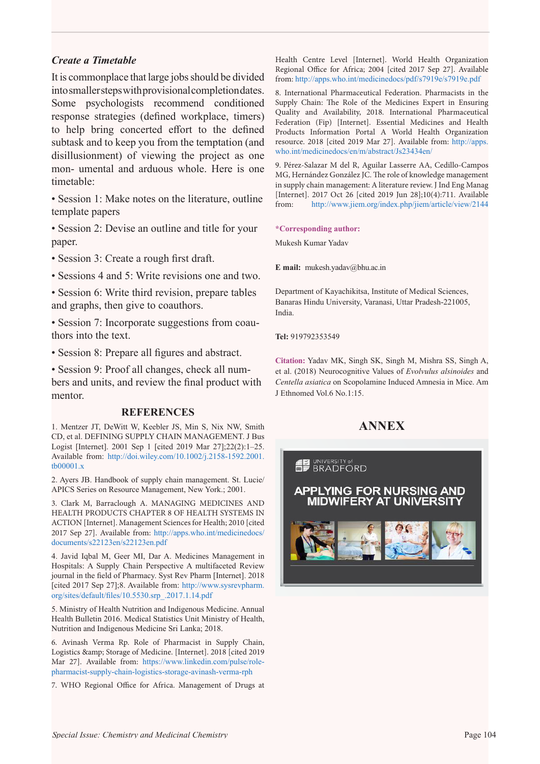### *Create a Timetable*

It is commonplace that large jobs should be divided into smaller steps with provisional completion dates. Some psychologists recommend conditioned response strategies (defined workplace, timers) to help bring concerted effort to the defined subtask and to keep you from the temptation (and disillusionment) of viewing the project as one mon- umental and arduous whole. Here is one timetable:

- Session 1: Make notes on the literature, outline template papers
- Session 2: Devise an outline and title for your paper.
- Session 3: Create a rough first draft.
- Sessions 4 and 5: Write revisions one and two.
- Session 6: Write third revision, prepare tables and graphs, then give to coauthors.
- Session 7: Incorporate suggestions from coau- thors into the text.
- Session 8: Prepare all figures and abstract.
- Session 9: Proof all changes, check all num- bers and units, and review the final product with mentor.

## REFERENCES

1. Mentzer JT, DeWitt W, Keebler JS, Min S, Nix NW, Smith CD, et al. DEFINING SUPPLY CHAIN MANAGEMENT. J Bus Logist [Internet]. 2001 Sep 1 [cited 2019 Mar 27];22(2):1–25. Available from: http://doi.wiley.com/10.1002/j.2158-1592.2001.tb00001.x

2. Ayers JB. Handbook of supply chain management. St. Lucie/APICS Series on Resource Management, New York.; 2001.

3. Clark M, Barraclough A. MANAGING MEDICINES AND HEALTH PRODUCTS CHAPTER 8 OF HEALTH SYSTEMS IN ACTION [Internet]. Management Sciences for Health; 2010 [cited 2017 Sep 27]. Available from: http://apps.who.int/medicinedocs/documents/s22123en/s22123en.pdf

4. Javid Iqbal M, Geer MI, Dar A. Medicines Management in Hospitals: A Supply Chain Perspective A multifaceted Review journal in the field of Pharmacy. Syst Rev Pharm [Internet]. 2018 [cited 2017 Sep 27];8. Available from: http://www.sysrevpharm.org/sites/default/files/10.5530.srp_.2017.1.14.pdf

5. Ministry of Health Nutrition and Indigenous Medicine. Annual Health Bulletin 2016. Medical Statistics Unit Ministry of Health, Nutrition and Indigenous Medicine Sri Lanka; 2018.

6. Avinash Verma Rp. Role of Pharmacist in Supply Chain, Logistics &amp; Storage of Medicine. [Internet]. 2018 [cited 2019 Mar 27]. Available from: https://www.linkedin.com/pulse/role-pharmacist-supply-chain-logistics-storage-avinash-verma-rph

7. WHO Regional Office for Africa. Management of Drugs at Health Centre Level [Internet]. World Health Organization Regional Office for Africa; 2004 [cited 2017 Sep 27]. Available from: http://apps.who.int/medicinedocs/pdf/s7919e/s7919e.pdf

8. International Pharmaceutical Federation. Pharmacists in the Supply Chain: The Role of the Medicines Expert in Ensuring Quality and Availability, 2018. International Pharmaceutical Federation (Fip) [Internet]. Essential Medicines and Health Products Information Portal A World Health Organization resource. 2018 [cited 2019 Mar 27]. Available from: http://apps.who.int/medicinedocs/en/m/abstract/Js23434en/

9. Pérez-Salazar M del R, Aguilar Lasserre AA, Cedillo-Campos MG, Hernández González JC. The role of knowledge management in supply chain management: A literature review. J Ind Eng Manag [Internet]. 2017 Oct 26 [cited 2019 Jun 28];10(4):711. Available from: http://www.jiem.org/index.php/jiem/article/view/2144

**\*Corresponding author:**

Mukesh Kumar Yadav

**E mail:** mukesh.yadav@bhu.ac.in

Department of Kayachikitsa, Institute of Medical Sciences, Banaras Hindu University, Varanasi, Uttar Pradesh-221005, India.

**Tel:** 919792353549

**Citation:** Yadav MK, Singh SK, Singh M, Mishra SS, Singh A, et al. (2018) Neurocognitive Values of *Evolvulus alsinoides* and *Centella asiatica* on Scopolamine Induced Amnesia in Mice. Am J Ethnomed Vol.6 No.1:15.

## ANNEX

UNIVERSITY of BRADFORD

APPLYING FOR NURSING AND MIDWIFERY AT UNIVERSITY